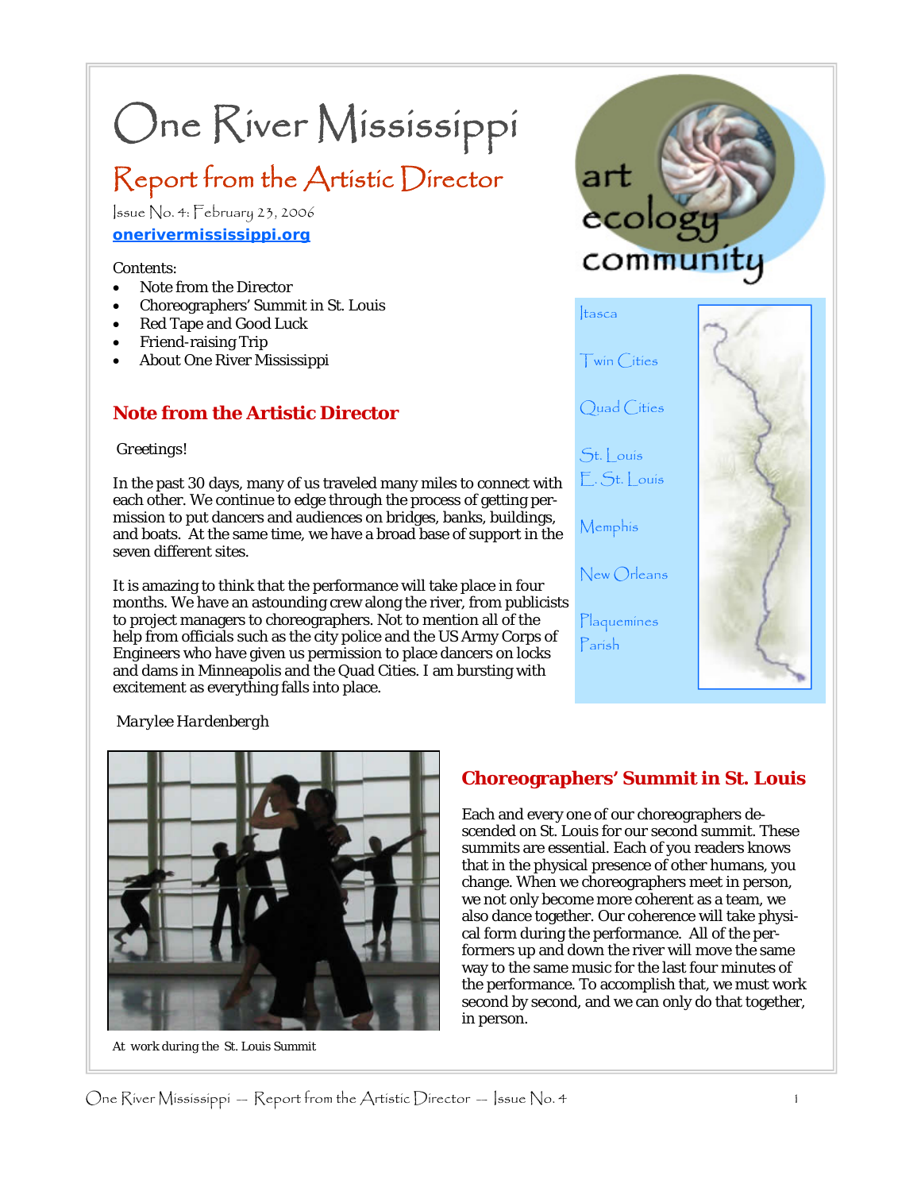# One River Mississippi

## Report from the Artistic Director

Issue No. 4: February 23, 2006

**onerivermississippi.org**

Contents:

- Note from the Director
- Choreographers' Summit in St. Louis
- Red Tape and Good Luck
- Friend-raising Trip
- About One River Mississippi

art ecology community

Itasca

Twin Cities

Quad Cities

St. Louis
E. St. Louis

Memphis

New Orleans

Plaquemines Parish

## Note from the Artistic Director

Greetings!

In the past 30 days, many of us traveled many miles to connect with each other. We continue to edge through the process of getting permission to put dancers and audiences on bridges, banks, buildings, and boats. At the same time, we have a broad base of support in the seven different sites.

It is amazing to think that the performance will take place in four months. We have an astounding crew along the river, from publicists to project managers to choreographers. Not to mention all of the help from officials such as the city police and the US Army Corps of Engineers who have given us permission to place dancers on locks and dams in Minneapolis and the Quad Cities. I am bursting with excitement as everything falls into place.

*Marylee Hardenbergh*

At work during the St. Louis Summit

## Choreographers' Summit in St. Louis

Each and every one of our choreographers descended on St. Louis for our second summit. These summits are essential. Each of you readers knows that in the physical presence of other humans, you change. When we choreographers meet in person, we not only become more coherent as a team, we also dance together. Our coherence will take physical form during the performance. All of the performers up and down the river will move the same way to the same music for the last four minutes of the performance. To accomplish that, we must work second by second, and we can only do that together, in person.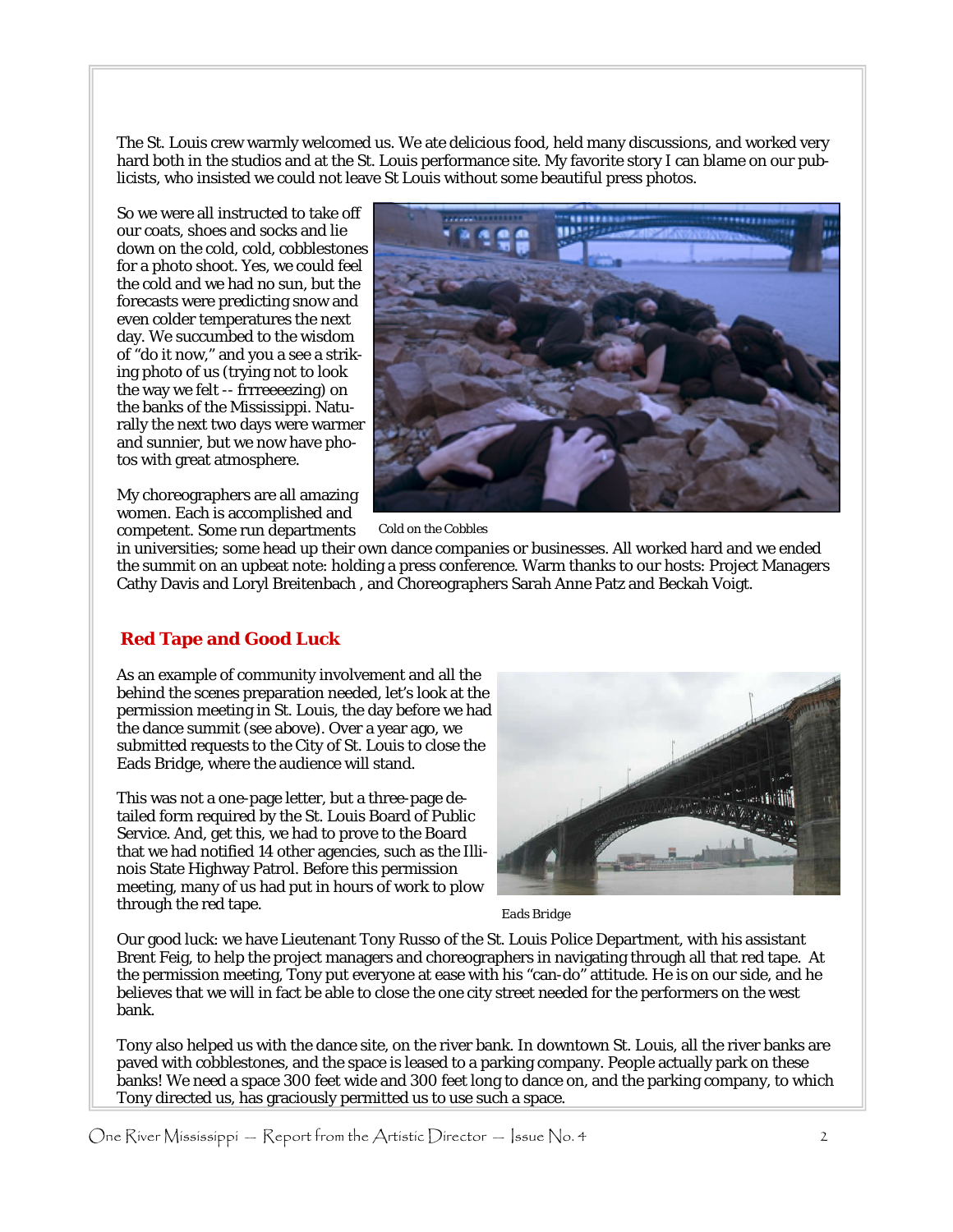The St. Louis crew warmly welcomed us. We ate delicious food, held many discussions, and worked very hard both in the studios and at the St. Louis performance site. My favorite story I can blame on our publicists, who insisted we could not leave St Louis without some beautiful press photos.

So we were all instructed to take off our coats, shoes and socks and lie down on the cold, cold, cobblestones for a photo shoot. Yes, we could feel the cold and we had no sun, but the forecasts were predicting snow and even colder temperatures the next day. We succumbed to the wisdom of "do it now," and you a see a striking photo of us (trying not to look the way we felt -- frrreeeezing) on the banks of the Mississippi. Naturally the next two days were warmer and sunnier, but we now have photos with great atmosphere.

Cold on the Cobbles

My choreographers are all amazing women. Each is accomplished and competent. Some run departments in universities; some head up their own dance companies or businesses. All worked hard and we ended the summit on an upbeat note: holding a press conference. Warm thanks to our hosts: Project Managers Cathy Davis and Loryl Breitenbach , and Choreographers Sarah Anne Patz and Beckah Voigt.

## Red Tape and Good Luck

As an example of community involvement and all the behind the scenes preparation needed, let's look at the permission meeting in St. Louis, the day before we had the dance summit (see above). Over a year ago, we submitted requests to the City of St. Louis to close the Eads Bridge, where the audience will stand.

This was not a one-page letter, but a three-page detailed form required by the St. Louis Board of Public Service. And, get this, we had to prove to the Board that we had notified 14 other agencies, such as the Illinois State Highway Patrol. Before this permission meeting, many of us had put in hours of work to plow through the red tape.

Eads Bridge

Our good luck: we have Lieutenant Tony Russo of the St. Louis Police Department, with his assistant Brent Feig, to help the project managers and choreographers in navigating through all that red tape. At the permission meeting, Tony put everyone at ease with his "can-do" attitude. He is on our side, and he believes that we will in fact be able to close the one city street needed for the performers on the west bank.

Tony also helped us with the dance site, on the river bank. In downtown St. Louis, all the river banks are paved with cobblestones, and the space is leased to a parking company. People actually park on these banks! We need a space 300 feet wide and 300 feet long to dance on, and the parking company, to which Tony directed us, has graciously permitted us to use such a space.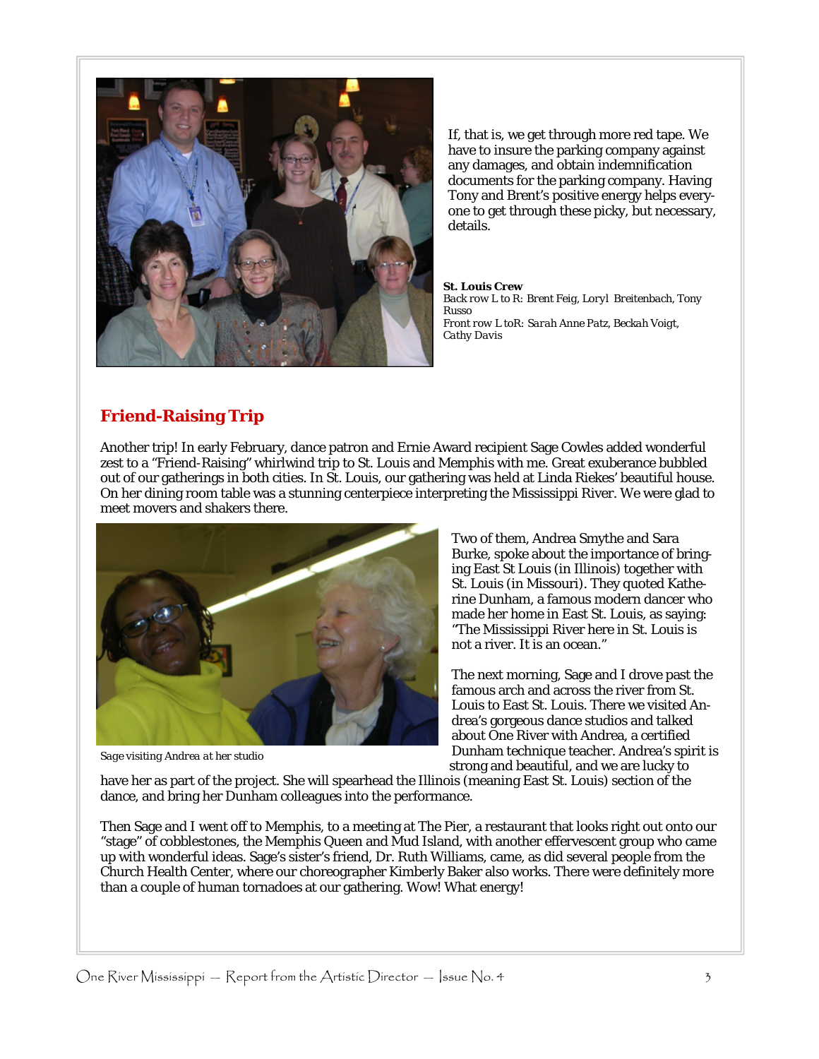If, that is, we get through more red tape. We have to insure the parking company against any damages, and obtain indemnification documents for the parking company. Having Tony and Brent's positive energy helps everyone to get through these picky, but necessary, details.

**St. Louis Crew**
*Back row L to R: Brent Feig, Loryl Breitenbach, Tony Russo*
*Front row L toR: Sarah Anne Patz, Beckah Voigt, Cathy Davis*

## Friend-Raising Trip

Another trip! In early February, dance patron and Ernie Award recipient Sage Cowles added wonderful zest to a "Friend-Raising" whirlwind trip to St. Louis and Memphis with me. Great exuberance bubbled out of our gatherings in both cities. In St. Louis, our gathering was held at Linda Riekes' beautiful house. On her dining room table was a stunning centerpiece interpreting the Mississippi River. We were glad to meet movers and shakers there.

Two of them, Andrea Smythe and Sara Burke, spoke about the importance of bringing East St Louis (in Illinois) together with St. Louis (in Missouri). They quoted Katherine Dunham, a famous modern dancer who made her home in East St. Louis, as saying: "The Mississippi River here in St. Louis is not a river. It is an ocean."

*Sage visiting Andrea at her studio*

The next morning, Sage and I drove past the famous arch and across the river from St. Louis to East St. Louis. There we visited Andrea's gorgeous dance studios and talked about One River with Andrea, a certified Dunham technique teacher. Andrea's spirit is strong and beautiful, and we are lucky to have her as part of the project. She will spearhead the Illinois (meaning East St. Louis) section of the dance, and bring her Dunham colleagues into the performance.

Then Sage and I went off to Memphis, to a meeting at The Pier, a restaurant that looks right out onto our "stage" of cobblestones, the Memphis Queen and Mud Island, with another effervescent group who came up with wonderful ideas. Sage's sister's friend, Dr. Ruth Williams, came, as did several people from the Church Health Center, where our choreographer Kimberly Baker also works. There were definitely more than a couple of human tornadoes at our gathering. Wow! What energy!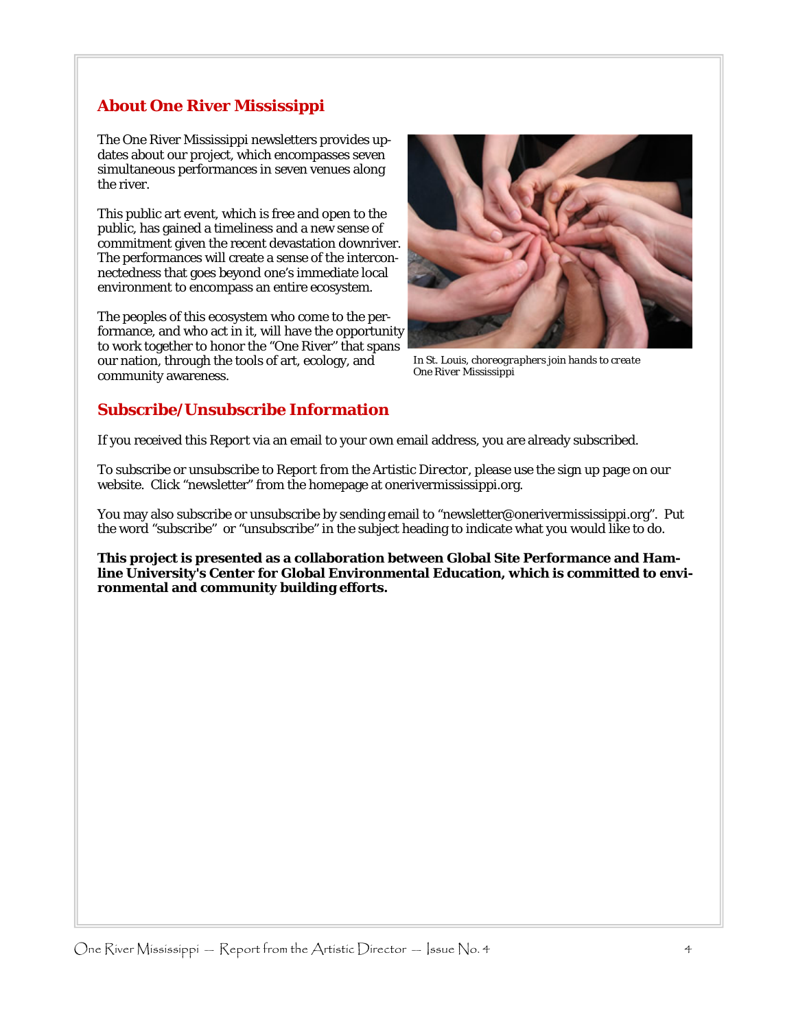## About One River Mississippi

The One River Mississippi newsletters provides updates about our project, which encompasses seven simultaneous performances in seven venues along the river.

This public art event, which is free and open to the public, has gained a timeliness and a new sense of commitment given the recent devastation downriver. The performances will create a sense of the interconnectedness that goes beyond one's immediate local environment to encompass an entire ecosystem.

The peoples of this ecosystem who come to the performance, and who act in it, will have the opportunity to work together to honor the "One River" that spans our nation, through the tools of art, ecology, and community awareness.

*In St. Louis, choreographers join hands to create One River Mississippi*

## Subscribe/Unsubscribe Information

If you received this Report via an email to your own email address, you are already subscribed.

To subscribe or unsubscribe to *Report from the Artistic Director*, please use the sign up page on our website. Click "newsletter" from the homepage at onerivermississippi.org.

You may also subscribe or unsubscribe by sending email to "newsletter@onerivermississippi.org". Put the word "subscribe" or "unsubscribe" in the subject heading to indicate what you would like to do.

**This project is presented as a collaboration between Global Site Performance and Hamline University's Center for Global Environmental Education, which is committed to environmental and community building efforts.**